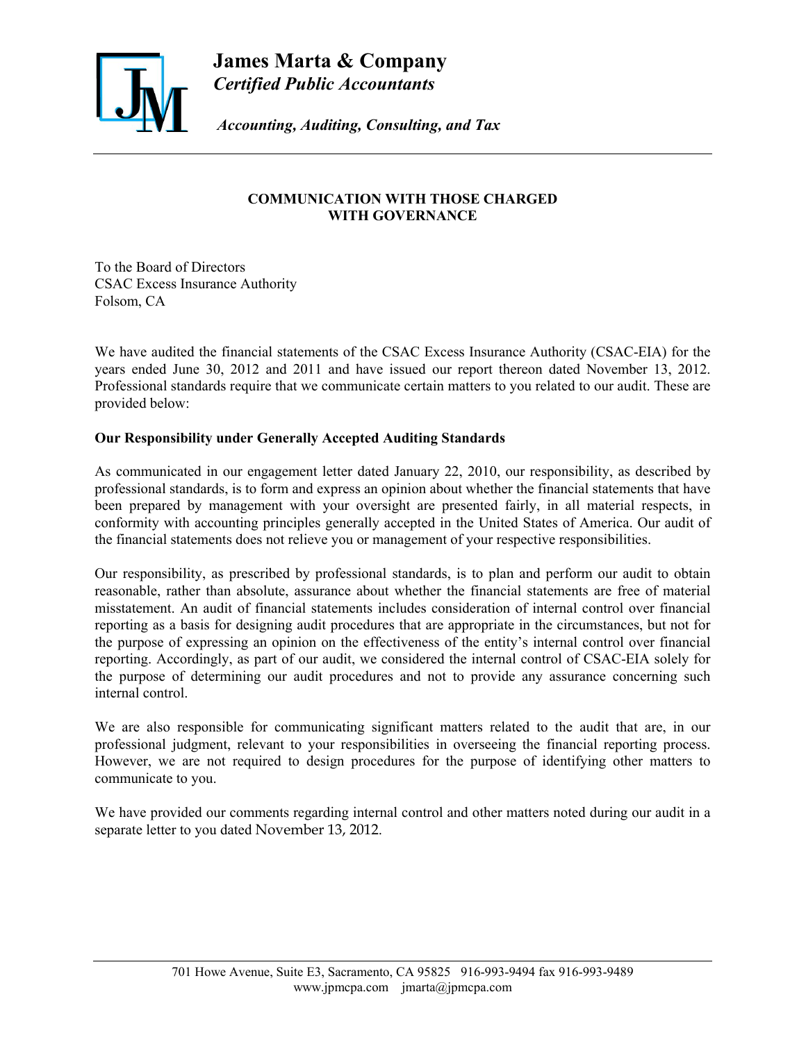**James Marta & Company**
*Certified Public Accountants*

*Accounting, Auditing, Consulting, and Tax*

---

## COMMUNICATION WITH THOSE CHARGED WITH GOVERNANCE

To the Board of Directors
CSAC Excess Insurance Authority
Folsom, CA

We have audited the financial statements of the CSAC Excess Insurance Authority (CSAC-EIA) for the years ended June 30, 2012 and 2011 and have issued our report thereon dated November 13, 2012. Professional standards require that we communicate certain matters to you related to our audit. These are provided below:

**Our Responsibility under Generally Accepted Auditing Standards**

As communicated in our engagement letter dated January 22, 2010, our responsibility, as described by professional standards, is to form and express an opinion about whether the financial statements that have been prepared by management with your oversight are presented fairly, in all material respects, in conformity with accounting principles generally accepted in the United States of America. Our audit of the financial statements does not relieve you or management of your respective responsibilities.

Our responsibility, as prescribed by professional standards, is to plan and perform our audit to obtain reasonable, rather than absolute, assurance about whether the financial statements are free of material misstatement. An audit of financial statements includes consideration of internal control over financial reporting as a basis for designing audit procedures that are appropriate in the circumstances, but not for the purpose of expressing an opinion on the effectiveness of the entity's internal control over financial reporting. Accordingly, as part of our audit, we considered the internal control of CSAC-EIA solely for the purpose of determining our audit procedures and not to provide any assurance concerning such internal control.

We are also responsible for communicating significant matters related to the audit that are, in our professional judgment, relevant to your responsibilities in overseeing the financial reporting process. However, we are not required to design procedures for the purpose of identifying other matters to communicate to you.

We have provided our comments regarding internal control and other matters noted during our audit in a separate letter to you dated November 13, 2012.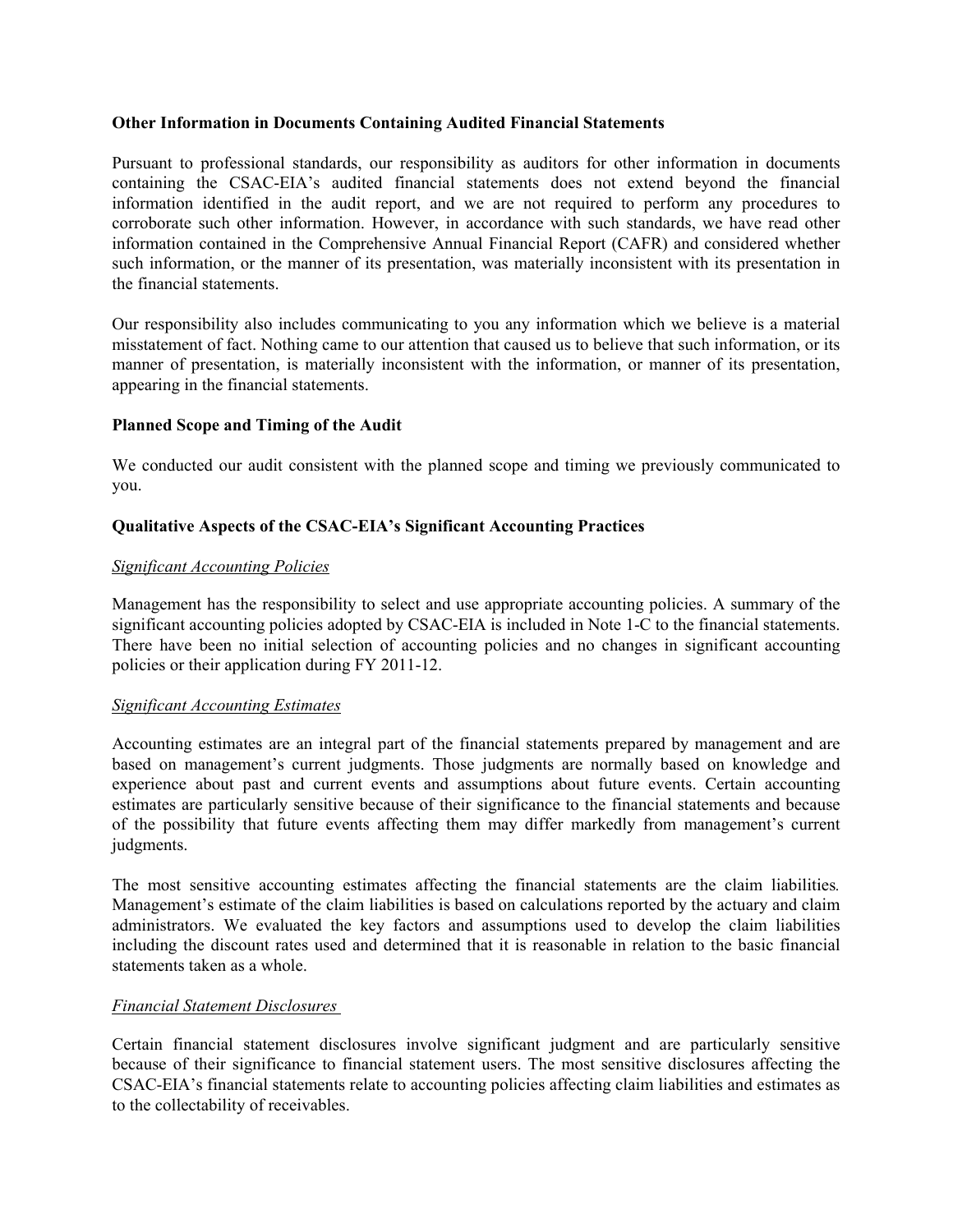**Other Information in Documents Containing Audited Financial Statements**

Pursuant to professional standards, our responsibility as auditors for other information in documents containing the CSAC-EIA's audited financial statements does not extend beyond the financial information identified in the audit report, and we are not required to perform any procedures to corroborate such other information. However, in accordance with such standards, we have read other information contained in the Comprehensive Annual Financial Report (CAFR) and considered whether such information, or the manner of its presentation, was materially inconsistent with its presentation in the financial statements.

Our responsibility also includes communicating to you any information which we believe is a material misstatement of fact. Nothing came to our attention that caused us to believe that such information, or its manner of presentation, is materially inconsistent with the information, or manner of its presentation, appearing in the financial statements.

**Planned Scope and Timing of the Audit**

We conducted our audit consistent with the planned scope and timing we previously communicated to you.

**Qualitative Aspects of the CSAC-EIA's Significant Accounting Practices**

*Significant Accounting Policies*

Management has the responsibility to select and use appropriate accounting policies. A summary of the significant accounting policies adopted by CSAC-EIA is included in Note 1-C to the financial statements. There have been no initial selection of accounting policies and no changes in significant accounting policies or their application during FY 2011-12.

*Significant Accounting Estimates*

Accounting estimates are an integral part of the financial statements prepared by management and are based on management's current judgments. Those judgments are normally based on knowledge and experience about past and current events and assumptions about future events. Certain accounting estimates are particularly sensitive because of their significance to the financial statements and because of the possibility that future events affecting them may differ markedly from management's current judgments.

The most sensitive accounting estimates affecting the financial statements are the claim liabilities. Management's estimate of the claim liabilities is based on calculations reported by the actuary and claim administrators. We evaluated the key factors and assumptions used to develop the claim liabilities including the discount rates used and determined that it is reasonable in relation to the basic financial statements taken as a whole.

*Financial Statement Disclosures*

Certain financial statement disclosures involve significant judgment and are particularly sensitive because of their significance to financial statement users. The most sensitive disclosures affecting the CSAC-EIA's financial statements relate to accounting policies affecting claim liabilities and estimates as to the collectability of receivables.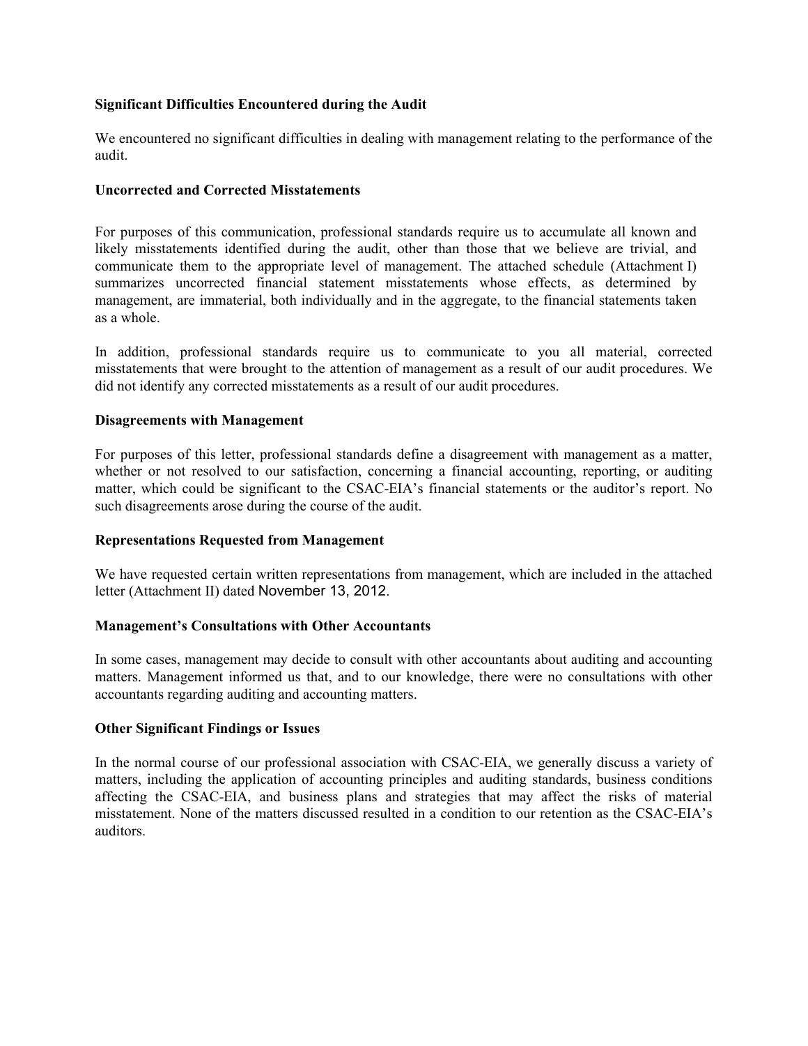**Significant Difficulties Encountered during the Audit**

We encountered no significant difficulties in dealing with management relating to the performance of the audit.

**Uncorrected and Corrected Misstatements**

For purposes of this communication, professional standards require us to accumulate all known and likely misstatements identified during the audit, other than those that we believe are trivial, and communicate them to the appropriate level of management. The attached schedule (Attachment I) summarizes uncorrected financial statement misstatements whose effects, as determined by management, are immaterial, both individually and in the aggregate, to the financial statements taken as a whole.

In addition, professional standards require us to communicate to you all material, corrected misstatements that were brought to the attention of management as a result of our audit procedures. We did not identify any corrected misstatements as a result of our audit procedures.

**Disagreements with Management**

For purposes of this letter, professional standards define a disagreement with management as a matter, whether or not resolved to our satisfaction, concerning a financial accounting, reporting, or auditing matter, which could be significant to the CSAC-EIA's financial statements or the auditor's report. No such disagreements arose during the course of the audit.

**Representations Requested from Management**

We have requested certain written representations from management, which are included in the attached letter (Attachment II) dated November 13, 2012.

**Management's Consultations with Other Accountants**

In some cases, management may decide to consult with other accountants about auditing and accounting matters. Management informed us that, and to our knowledge, there were no consultations with other accountants regarding auditing and accounting matters.

**Other Significant Findings or Issues**

In the normal course of our professional association with CSAC-EIA, we generally discuss a variety of matters, including the application of accounting principles and auditing standards, business conditions affecting the CSAC-EIA, and business plans and strategies that may affect the risks of material misstatement. None of the matters discussed resulted in a condition to our retention as the CSAC-EIA's auditors.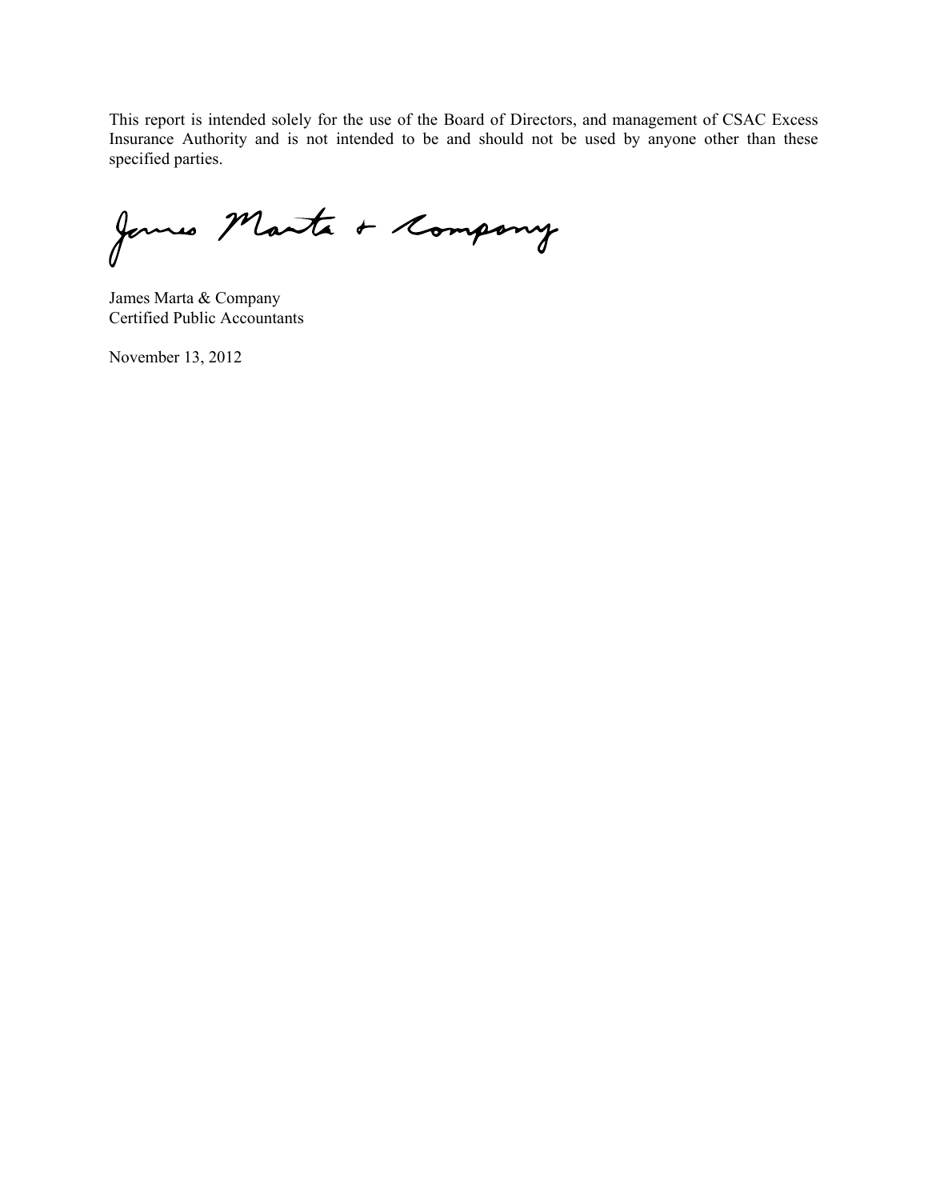This report is intended solely for the use of the Board of Directors, and management of CSAC Excess Insurance Authority and is not intended to be and should not be used by anyone other than these specified parties.

James Marta & Company

James Marta & Company
Certified Public Accountants

November 13, 2012